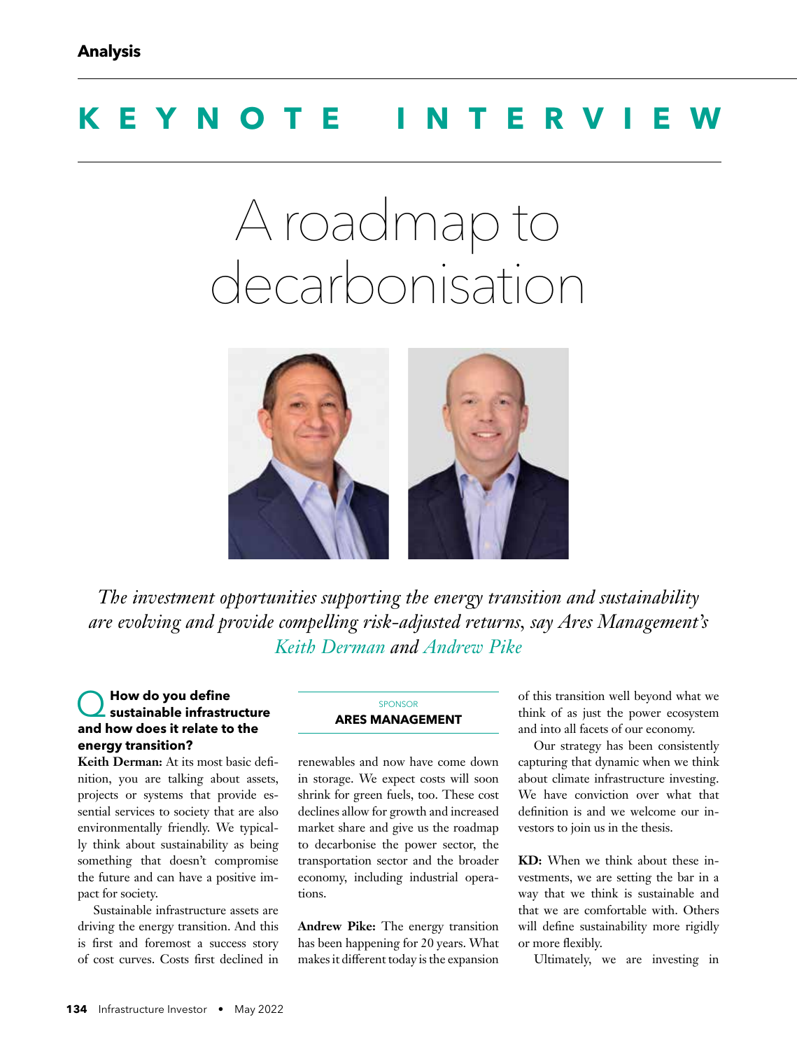Analysis

# KEYNOTE INTERVIEW

## A roadmap to decarbonisation

*The investment opportunities supporting the energy transition and sustainability are evolving and provide compelling risk-adjusted returns, say Ares Management's Keith Derman and Andrew Pike*

SPONSOR
**ARES MANAGEMENT**

**Q How do you define sustainable infrastructure and how does it relate to the energy transition?**

**Keith Derman:** At its most basic definition, you are talking about assets, projects or systems that provide essential services to society that are also environmentally friendly. We typically think about sustainability as being something that doesn't compromise the future and can have a positive impact for society.

Sustainable infrastructure assets are driving the energy transition. And this is first and foremost a success story of cost curves. Costs first declined in renewables and now have come down in storage. We expect costs will soon shrink for green fuels, too. These cost declines allow for growth and increased market share and give us the roadmap to decarbonise the power sector, the transportation sector and the broader economy, including industrial operations.

**Andrew Pike:** The energy transition has been happening for 20 years. What makes it different today is the expansion of this transition well beyond what we think of as just the power ecosystem and into all facets of our economy.

Our strategy has been consistently capturing that dynamic when we think about climate infrastructure investing. We have conviction over what that definition is and we welcome our investors to join us in the thesis.

**KD:** When we think about these investments, we are setting the bar in a way that we think is sustainable and that we are comfortable with. Others will define sustainability more rigidly or more flexibly.

Ultimately, we are investing in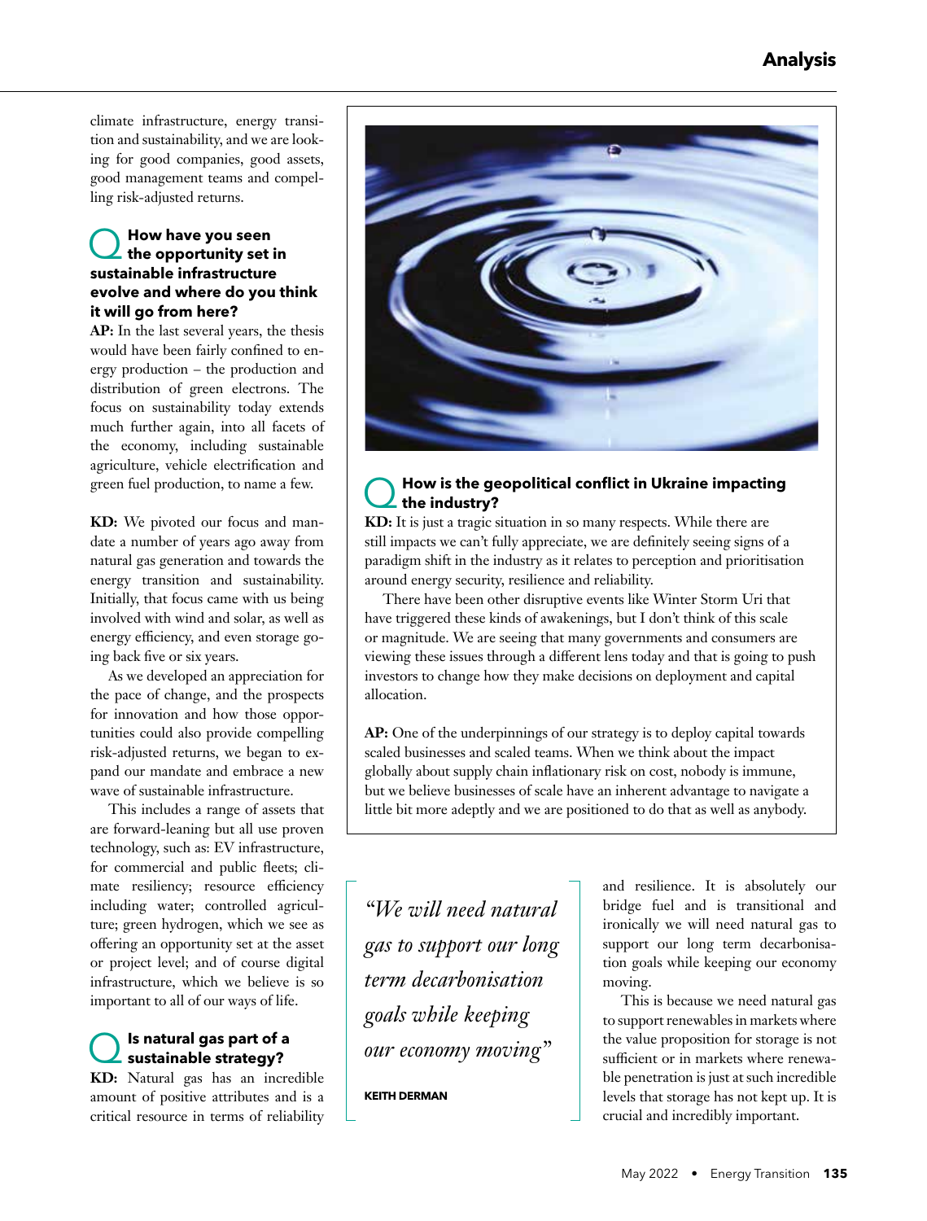climate infrastructure, energy transition and sustainability, and we are looking for good companies, good assets, good management teams and compelling risk-adjusted returns.

## Q How have you seen the opportunity set in sustainable infrastructure evolve and where do you think it will go from here?

**AP:** In the last several years, the thesis would have been fairly confined to energy production – the production and distribution of green electrons. The focus on sustainability today extends much further again, into all facets of the economy, including sustainable agriculture, vehicle electrification and green fuel production, to name a few.

**KD:** We pivoted our focus and mandate a number of years ago away from natural gas generation and towards the energy transition and sustainability. Initially, that focus came with us being involved with wind and solar, as well as energy efficiency, and even storage going back five or six years.

As we developed an appreciation for the pace of change, and the prospects for innovation and how those opportunities could also provide compelling risk-adjusted returns, we began to expand our mandate and embrace a new wave of sustainable infrastructure.

This includes a range of assets that are forward-leaning but all use proven technology, such as: EV infrastructure, for commercial and public fleets; climate resiliency; resource efficiency including water; controlled agriculture; green hydrogen, which we see as offering an opportunity set at the asset or project level; and of course digital infrastructure, which we believe is so important to all of our ways of life.

## Q Is natural gas part of a sustainable strategy?

**KD:** Natural gas has an incredible amount of positive attributes and is a critical resource in terms of reliability and resilience. It is absolutely our bridge fuel and is transitional and ironically we will need natural gas to support our long term decarbonisation goals while keeping our economy moving.

This is because we need natural gas to support renewables in markets where the value proposition for storage is not sufficient or in markets where renewable penetration is just at such incredible levels that storage has not kept up. It is crucial and incredibly important.

> *"We will need natural gas to support our long term decarbonisation goals while keeping our economy moving"*
>
> **KEITH DERMAN**

## Q How is the geopolitical conflict in Ukraine impacting the industry?

**KD:** It is just a tragic situation in so many respects. While there are still impacts we can't fully appreciate, we are definitely seeing signs of a paradigm shift in the industry as it relates to perception and prioritisation around energy security, resilience and reliability.

There have been other disruptive events like Winter Storm Uri that have triggered these kinds of awakenings, but I don't think of this scale or magnitude. We are seeing that many governments and consumers are viewing these issues through a different lens today and that is going to push investors to change how they make decisions on deployment and capital allocation.

**AP:** One of the underpinnings of our strategy is to deploy capital towards scaled businesses and scaled teams. When we think about the impact globally about supply chain inflationary risk on cost, nobody is immune, but we believe businesses of scale have an inherent advantage to navigate a little bit more adeptly and we are positioned to do that as well as anybody.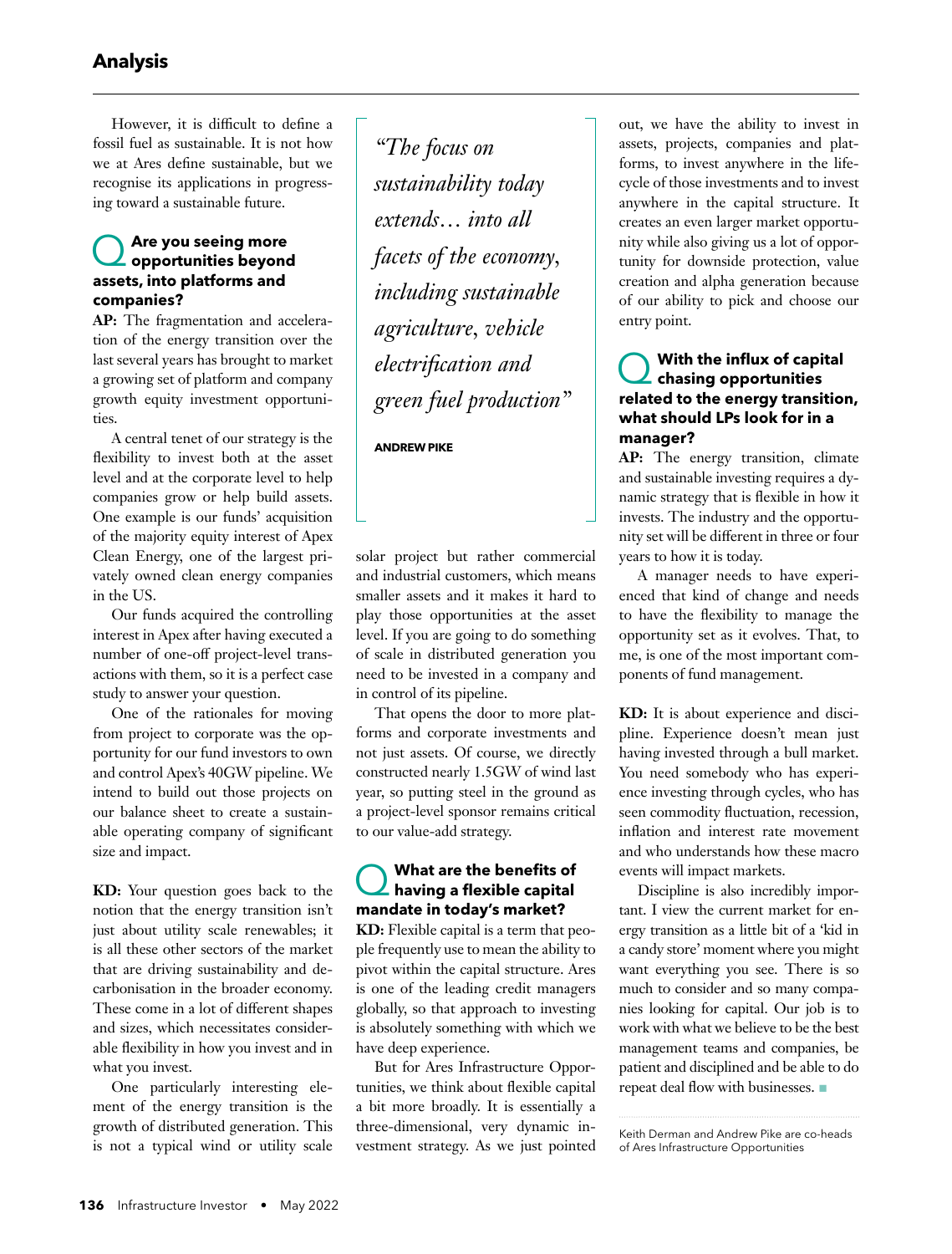However, it is difficult to define a fossil fuel as sustainable. It is not how we at Ares define sustainable, but we recognise its applications in progressing toward a sustainable future.

## Q Are you seeing more opportunities beyond assets, into platforms and companies?

**AP:** The fragmentation and acceleration of the energy transition over the last several years has brought to market a growing set of platform and company growth equity investment opportunities.

A central tenet of our strategy is the flexibility to invest both at the asset level and at the corporate level to help companies grow or help build assets. One example is our funds' acquisition of the majority equity interest of Apex Clean Energy, one of the largest privately owned clean energy companies in the US.

Our funds acquired the controlling interest in Apex after having executed a number of one-off project-level transactions with them, so it is a perfect case study to answer your question.

One of the rationales for moving from project to corporate was the opportunity for our fund investors to own and control Apex's 40GW pipeline. We intend to build out those projects on our balance sheet to create a sustainable operating company of significant size and impact.

**KD:** Your question goes back to the notion that the energy transition isn't just about utility scale renewables; it is all these other sectors of the market that are driving sustainability and decarbonisation in the broader economy. These come in a lot of different shapes and sizes, which necessitates considerable flexibility in how you invest and in what you invest.

One particularly interesting element of the energy transition is the growth of distributed generation. This is not a typical wind or utility scale solar project but rather commercial and industrial customers, which means smaller assets and it makes it hard to play those opportunities at the asset level. If you are going to do something of scale in distributed generation you need to be invested in a company and in control of its pipeline.

> *"The focus on sustainability today extends… into all facets of the economy, including sustainable agriculture, vehicle electrification and green fuel production"*
>
> **ANDREW PIKE**

That opens the door to more platforms and corporate investments and not just assets. Of course, we directly constructed nearly 1.5GW of wind last year, so putting steel in the ground as a project-level sponsor remains critical to our value-add strategy.

## Q What are the benefits of having a flexible capital mandate in today's market?

**KD:** Flexible capital is a term that people frequently use to mean the ability to pivot within the capital structure. Ares is one of the leading credit managers globally, so that approach to investing is absolutely something with which we have deep experience.

But for Ares Infrastructure Opportunities, we think about flexible capital a bit more broadly. It is essentially a three-dimensional, very dynamic investment strategy. As we just pointed out, we have the ability to invest in assets, projects, companies and platforms, to invest anywhere in the lifecycle of those investments and to invest anywhere in the capital structure. It creates an even larger market opportunity while also giving us a lot of opportunity for downside protection, value creation and alpha generation because of our ability to pick and choose our entry point.

## Q With the influx of capital chasing opportunities related to the energy transition, what should LPs look for in a manager?

**AP:** The energy transition, climate and sustainable investing requires a dynamic strategy that is flexible in how it invests. The industry and the opportunity set will be different in three or four years to how it is today.

A manager needs to have experienced that kind of change and needs to have the flexibility to manage the opportunity set as it evolves. That, to me, is one of the most important components of fund management.

**KD:** It is about experience and discipline. Experience doesn't mean just having invested through a bull market. You need somebody who has experience investing through cycles, who has seen commodity fluctuation, recession, inflation and interest rate movement and who understands how these macro events will impact markets.

Discipline is also incredibly important. I view the current market for energy transition as a little bit of a 'kid in a candy store' moment where you might want everything you see. There is so much to consider and so many companies looking for capital. Our job is to work with what we believe to be the best management teams and companies, be patient and disciplined and be able to do repeat deal flow with businesses. ■

Keith Derman and Andrew Pike are co-heads of Ares Infrastructure Opportunities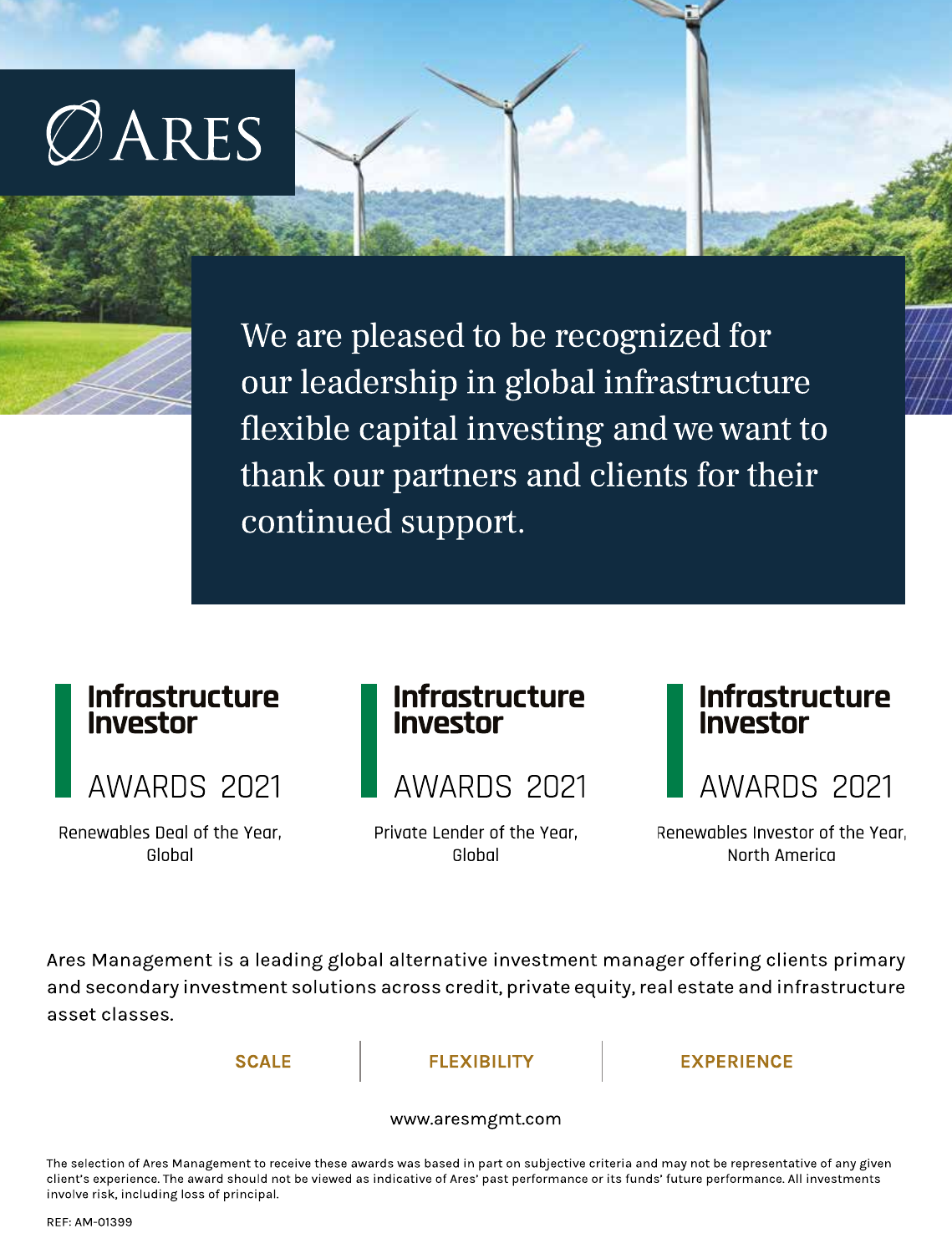ARES

We are pleased to be recognized for our leadership in global infrastructure flexible capital investing and we want to thank our partners and clients for their continued support.

**Infrastructure Investor**
AWARDS 2021
Renewables Deal of the Year, Global

**Infrastructure Investor**
AWARDS 2021
Private Lender of the Year, Global

**Infrastructure Investor**
AWARDS 2021
Renewables Investor of the Year, North America

Ares Management is a leading global alternative investment manager offering clients primary and secondary investment solutions across credit, private equity, real estate and infrastructure asset classes.

**SCALE** | **FLEXIBILITY** | **EXPERIENCE**

www.aresmgmt.com

The selection of Ares Management to receive these awards was based in part on subjective criteria and may not be representative of any given client's experience. The award should not be viewed as indicative of Ares' past performance or its funds' future performance. All investments involve risk, including loss of principal.

REF: AM-01399